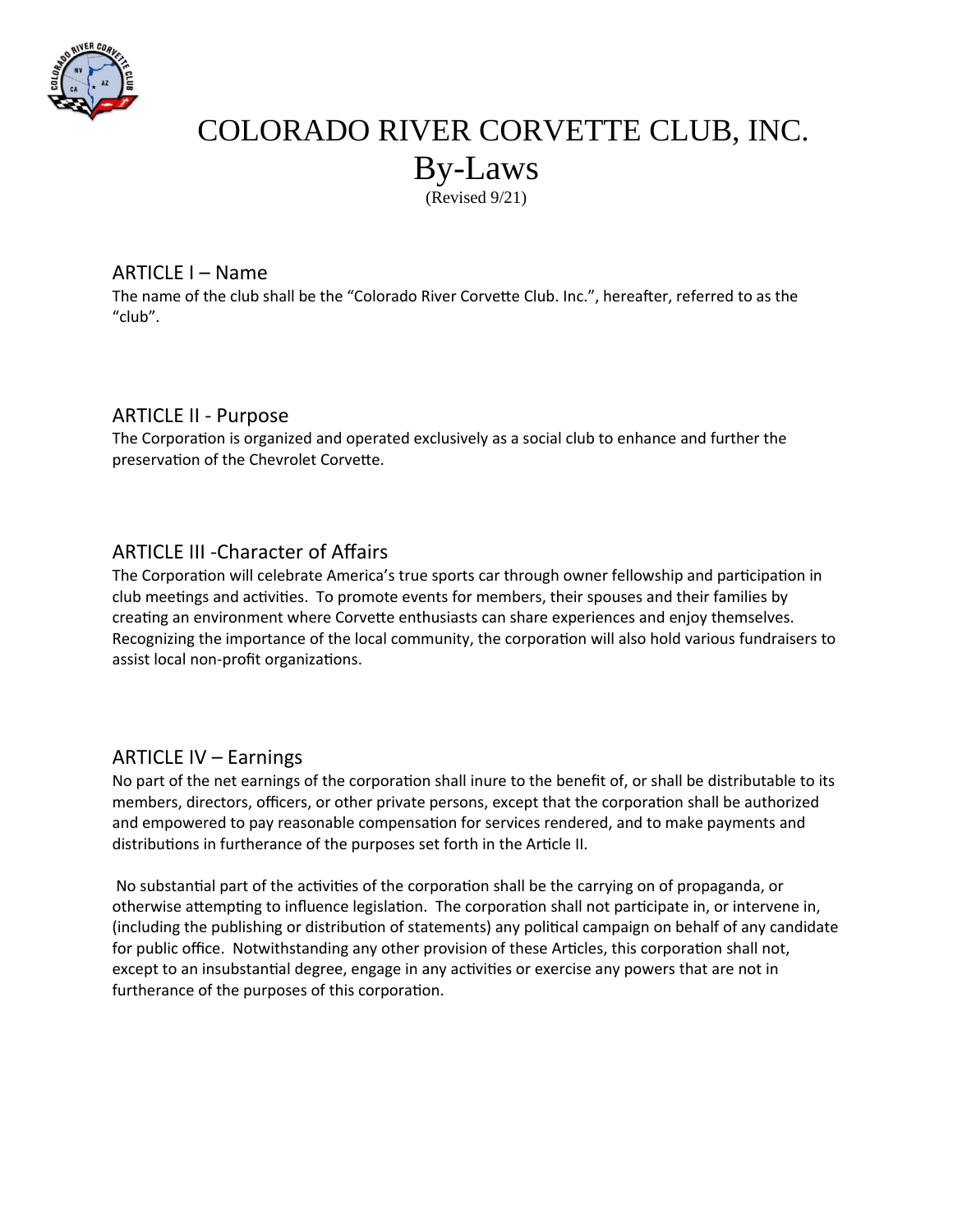# COLORADO RIVER CORVETTE CLUB, INC.
# By-Laws

(Revised 9/21)

## ARTICLE I – Name

The name of the club shall be the "Colorado River Corvette Club. Inc.", hereafter, referred to as the "club".

## ARTICLE II - Purpose

The Corporation is organized and operated exclusively as a social club to enhance and further the preservation of the Chevrolet Corvette.

## ARTICLE III -Character of Affairs

The Corporation will celebrate America's true sports car through owner fellowship and participation in club meetings and activities. To promote events for members, their spouses and their families by creating an environment where Corvette enthusiasts can share experiences and enjoy themselves. Recognizing the importance of the local community, the corporation will also hold various fundraisers to assist local non-profit organizations.

## ARTICLE IV – Earnings

No part of the net earnings of the corporation shall inure to the benefit of, or shall be distributable to its members, directors, officers, or other private persons, except that the corporation shall be authorized and empowered to pay reasonable compensation for services rendered, and to make payments and distributions in furtherance of the purposes set forth in the Article II.

No substantial part of the activities of the corporation shall be the carrying on of propaganda, or otherwise attempting to influence legislation. The corporation shall not participate in, or intervene in, (including the publishing or distribution of statements) any political campaign on behalf of any candidate for public office. Notwithstanding any other provision of these Articles, this corporation shall not, except to an insubstantial degree, engage in any activities or exercise any powers that are not in furtherance of the purposes of this corporation.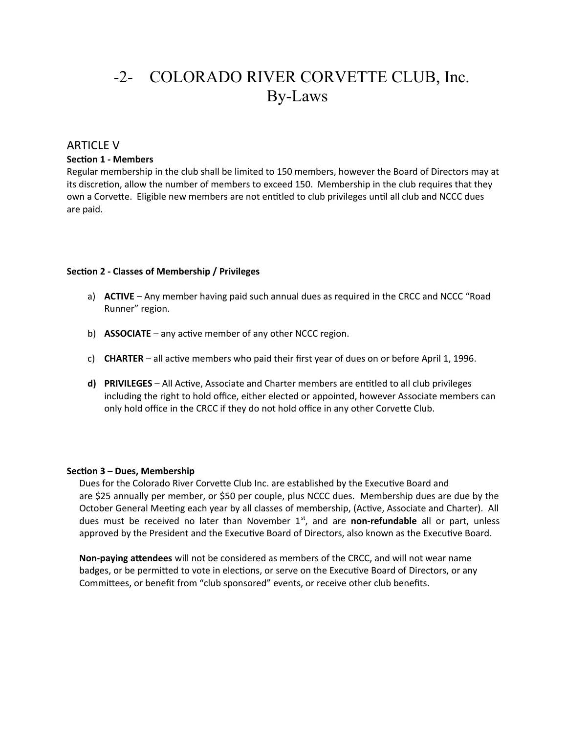# COLORADO RIVER CORVETTE CLUB, Inc.
## By-Laws

### ARTICLE V

**Section 1 - Members**

Regular membership in the club shall be limited to 150 members, however the Board of Directors may at its discretion, allow the number of members to exceed 150. Membership in the club requires that they own a Corvette. Eligible new members are not entitled to club privileges until all club and NCCC dues are paid.

**Section 2 - Classes of Membership / Privileges**

a) **ACTIVE** – Any member having paid such annual dues as required in the CRCC and NCCC "Road Runner" region.

b) **ASSOCIATE** – any active member of any other NCCC region.

c) **CHARTER** – all active members who paid their first year of dues on or before April 1, 1996.

d) **PRIVILEGES** – All Active, Associate and Charter members are entitled to all club privileges including the right to hold office, either elected or appointed, however Associate members can only hold office in the CRCC if they do not hold office in any other Corvette Club.

**Section 3 – Dues, Membership**

Dues for the Colorado River Corvette Club Inc. are established by the Executive Board and are $25 annually per member, or $50 per couple, plus NCCC dues. Membership dues are due by the October General Meeting each year by all classes of membership, (Active, Associate and Charter). All dues must be received no later than November 1st, and are **non-refundable** all or part, unless approved by the President and the Executive Board of Directors, also known as the Executive Board.

**Non-paying attendees** will not be considered as members of the CRCC, and will not wear name badges, or be permitted to vote in elections, or serve on the Executive Board of Directors, or any Committees, or benefit from "club sponsored" events, or receive other club benefits.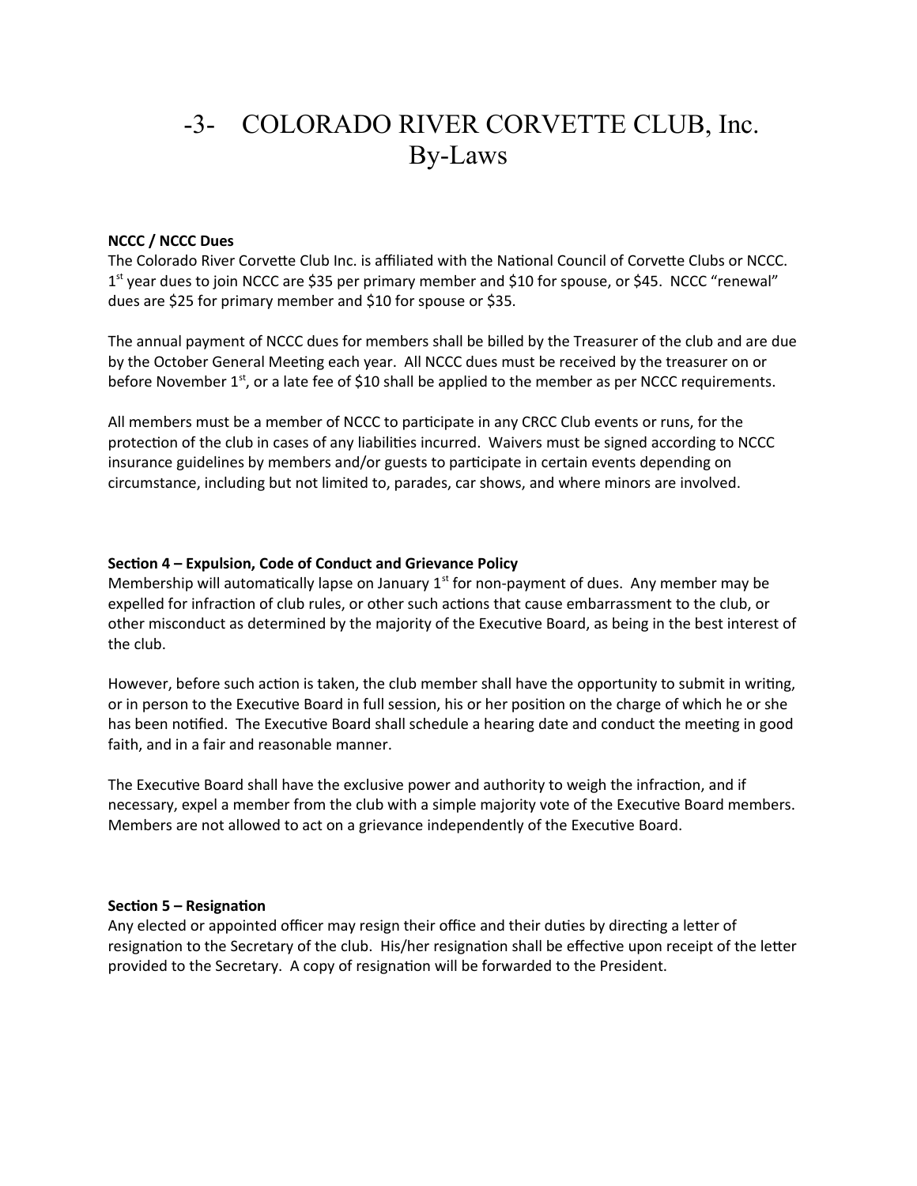# -3- COLORADO RIVER CORVETTE CLUB, Inc. By-Laws

**NCCC / NCCC Dues**

The Colorado River Corvette Club Inc. is affiliated with the National Council of Corvette Clubs or NCCC. 1st year dues to join NCCC are $35 per primary member and $10 for spouse, or $45. NCCC "renewal" dues are $25 for primary member and $10 for spouse or $35.

The annual payment of NCCC dues for members shall be billed by the Treasurer of the club and are due by the October General Meeting each year. All NCCC dues must be received by the treasurer on or before November 1st, or a late fee of $10 shall be applied to the member as per NCCC requirements.

All members must be a member of NCCC to participate in any CRCC Club events or runs, for the protection of the club in cases of any liabilities incurred. Waivers must be signed according to NCCC insurance guidelines by members and/or guests to participate in certain events depending on circumstance, including but not limited to, parades, car shows, and where minors are involved.

**Section 4 – Expulsion, Code of Conduct and Grievance Policy**

Membership will automatically lapse on January 1st for non-payment of dues. Any member may be expelled for infraction of club rules, or other such actions that cause embarrassment to the club, or other misconduct as determined by the majority of the Executive Board, as being in the best interest of the club.

However, before such action is taken, the club member shall have the opportunity to submit in writing, or in person to the Executive Board in full session, his or her position on the charge of which he or she has been notified. The Executive Board shall schedule a hearing date and conduct the meeting in good faith, and in a fair and reasonable manner.

The Executive Board shall have the exclusive power and authority to weigh the infraction, and if necessary, expel a member from the club with a simple majority vote of the Executive Board members. Members are not allowed to act on a grievance independently of the Executive Board.

**Section 5 – Resignation**

Any elected or appointed officer may resign their office and their duties by directing a letter of resignation to the Secretary of the club. His/her resignation shall be effective upon receipt of the letter provided to the Secretary. A copy of resignation will be forwarded to the President.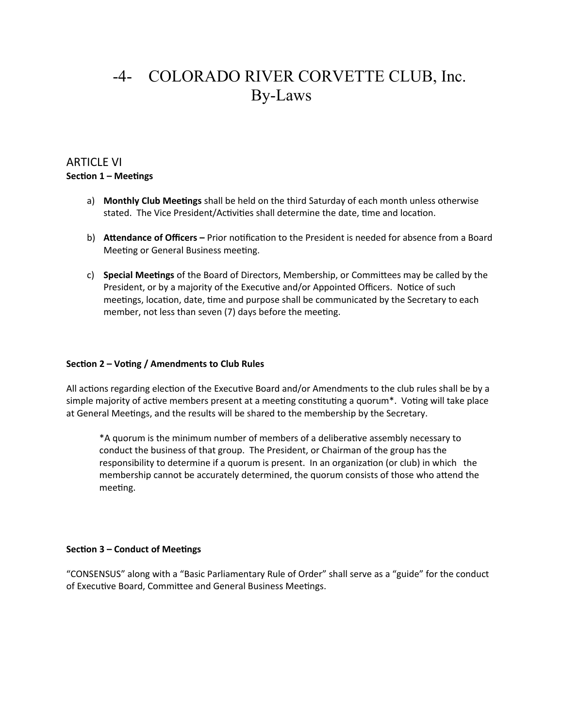# COLORADO RIVER CORVETTE CLUB, Inc.
## By-Laws

## ARTICLE VI

### Section 1 – Meetings

a) **Monthly Club Meetings** shall be held on the third Saturday of each month unless otherwise stated. The Vice President/Activities shall determine the date, time and location.

b) **Attendance of Officers –** Prior notification to the President is needed for absence from a Board Meeting or General Business meeting.

c) **Special Meetings** of the Board of Directors, Membership, or Committees may be called by the President, or by a majority of the Executive and/or Appointed Officers. Notice of such meetings, location, date, time and purpose shall be communicated by the Secretary to each member, not less than seven (7) days before the meeting.

### Section 2 – Voting / Amendments to Club Rules

All actions regarding election of the Executive Board and/or Amendments to the club rules shall be by a simple majority of active members present at a meeting constituting a quorum*. Voting will take place at General Meetings, and the results will be shared to the membership by the Secretary.

> *A quorum is the minimum number of members of a deliberative assembly necessary to conduct the business of that group. The President, or Chairman of the group has the responsibility to determine if a quorum is present. In an organization (or club) in which the membership cannot be accurately determined, the quorum consists of those who attend the meeting.

### Section 3 – Conduct of Meetings

"CONSENSUS" along with a "Basic Parliamentary Rule of Order" shall serve as a "guide" for the conduct of Executive Board, Committee and General Business Meetings.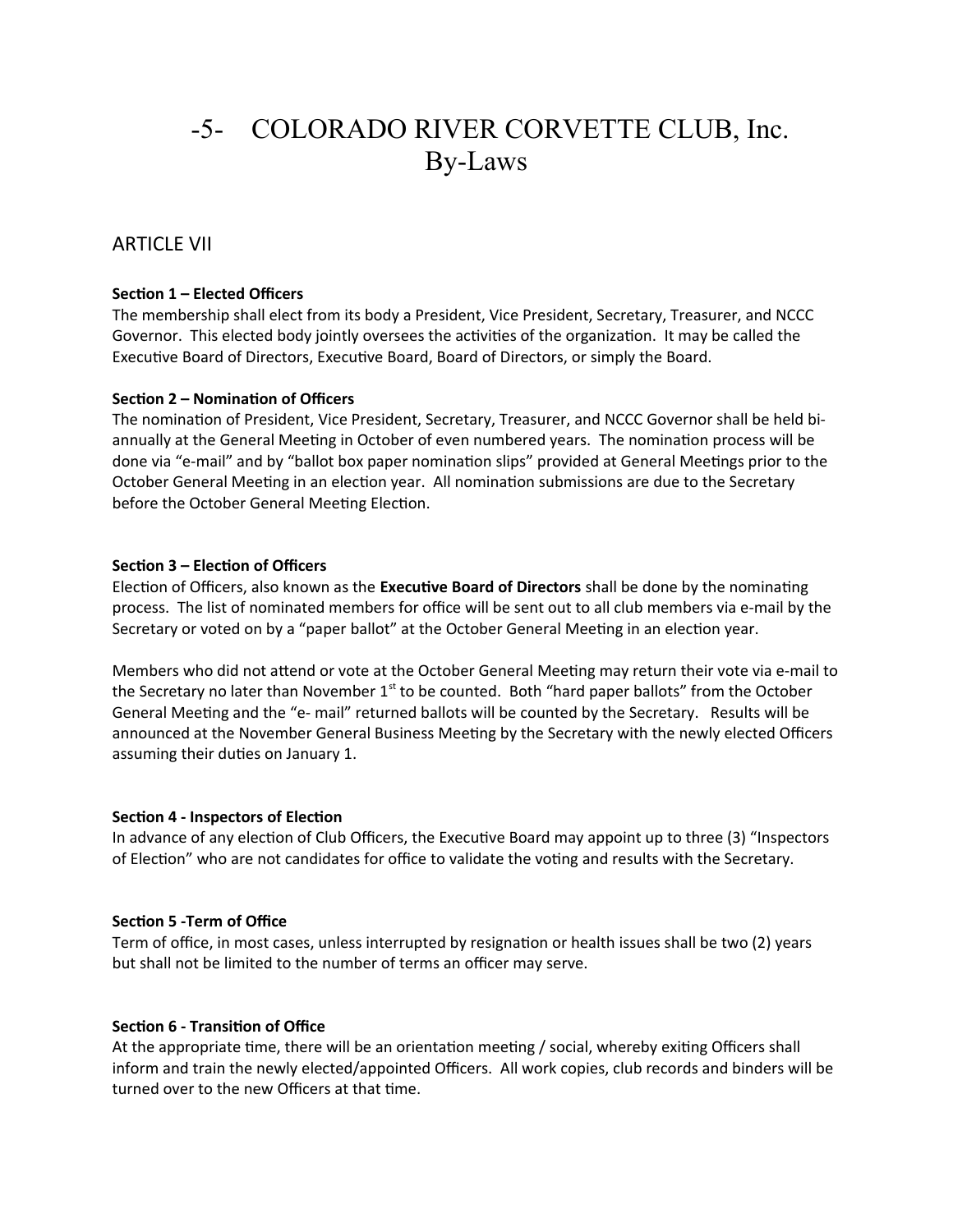# COLORADO RIVER CORVETTE CLUB, Inc. By-Laws

## ARTICLE VII

**Section 1 – Elected Officers**
The membership shall elect from its body a President, Vice President, Secretary, Treasurer, and NCCC Governor. This elected body jointly oversees the activities of the organization. It may be called the Executive Board of Directors, Executive Board, Board of Directors, or simply the Board.

**Section 2 – Nomination of Officers**
The nomination of President, Vice President, Secretary, Treasurer, and NCCC Governor shall be held bi-annually at the General Meeting in October of even numbered years. The nomination process will be done via "e-mail" and by "ballot box paper nomination slips" provided at General Meetings prior to the October General Meeting in an election year. All nomination submissions are due to the Secretary before the October General Meeting Election.

**Section 3 – Election of Officers**
Election of Officers, also known as the **Executive Board of Directors** shall be done by the nominating process. The list of nominated members for office will be sent out to all club members via e-mail by the Secretary or voted on by a "paper ballot" at the October General Meeting in an election year.

Members who did not attend or vote at the October General Meeting may return their vote via e-mail to the Secretary no later than November 1st to be counted. Both "hard paper ballots" from the October General Meeting and the "e- mail" returned ballots will be counted by the Secretary. Results will be announced at the November General Business Meeting by the Secretary with the newly elected Officers assuming their duties on January 1.

**Section 4 - Inspectors of Election**
In advance of any election of Club Officers, the Executive Board may appoint up to three (3) "Inspectors of Election" who are not candidates for office to validate the voting and results with the Secretary.

**Section 5 -Term of Office**
Term of office, in most cases, unless interrupted by resignation or health issues shall be two (2) years but shall not be limited to the number of terms an officer may serve.

**Section 6 - Transition of Office**
At the appropriate time, there will be an orientation meeting / social, whereby exiting Officers shall inform and train the newly elected/appointed Officers. All work copies, club records and binders will be turned over to the new Officers at that time.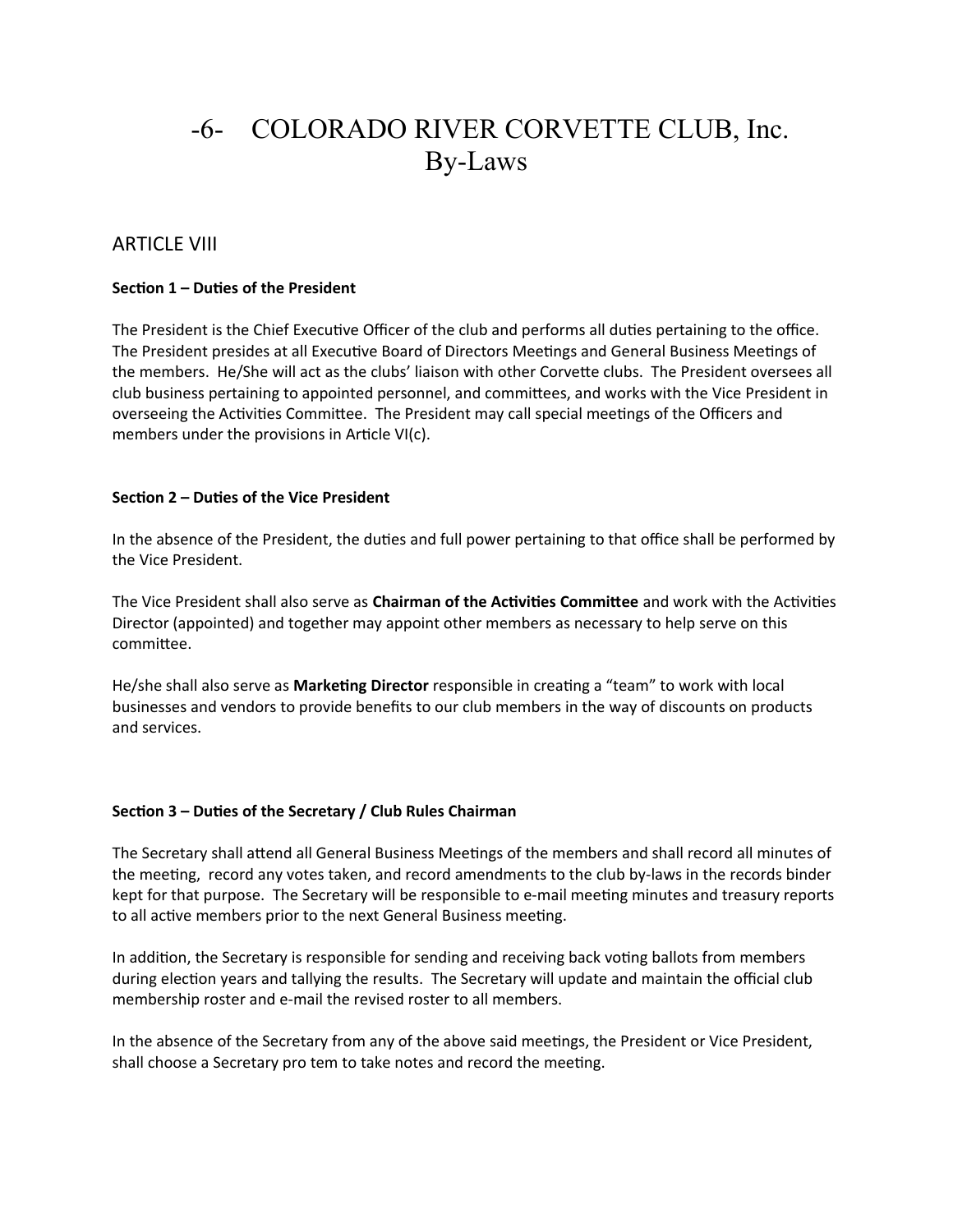# COLORADO RIVER CORVETTE CLUB, Inc.
# By-Laws

## ARTICLE VIII

### Section 1 – Duties of the President

The President is the Chief Executive Officer of the club and performs all duties pertaining to the office. The President presides at all Executive Board of Directors Meetings and General Business Meetings of the members. He/She will act as the clubs' liaison with other Corvette clubs. The President oversees all club business pertaining to appointed personnel, and committees, and works with the Vice President in overseeing the Activities Committee. The President may call special meetings of the Officers and members under the provisions in Article VI(c).

### Section 2 – Duties of the Vice President

In the absence of the President, the duties and full power pertaining to that office shall be performed by the Vice President.

The Vice President shall also serve as **Chairman of the Activities Committee** and work with the Activities Director (appointed) and together may appoint other members as necessary to help serve on this committee.

He/she shall also serve as **Marketing Director** responsible in creating a "team" to work with local businesses and vendors to provide benefits to our club members in the way of discounts on products and services.

### Section 3 – Duties of the Secretary / Club Rules Chairman

The Secretary shall attend all General Business Meetings of the members and shall record all minutes of the meeting, record any votes taken, and record amendments to the club by-laws in the records binder kept for that purpose. The Secretary will be responsible to e-mail meeting minutes and treasury reports to all active members prior to the next General Business meeting.

In addition, the Secretary is responsible for sending and receiving back voting ballots from members during election years and tallying the results. The Secretary will update and maintain the official club membership roster and e-mail the revised roster to all members.

In the absence of the Secretary from any of the above said meetings, the President or Vice President, shall choose a Secretary pro tem to take notes and record the meeting.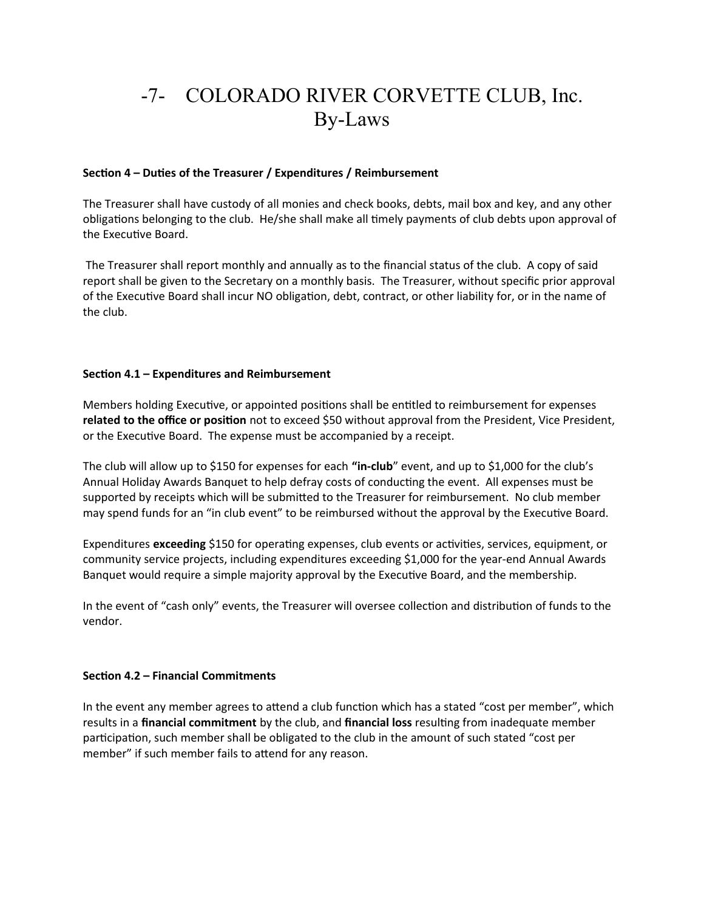# COLORADO RIVER CORVETTE CLUB, Inc. By-Laws

**Section 4 – Duties of the Treasurer / Expenditures / Reimbursement**

The Treasurer shall have custody of all monies and check books, debts, mail box and key, and any other obligations belonging to the club. He/she shall make all timely payments of club debts upon approval of the Executive Board.

The Treasurer shall report monthly and annually as to the financial status of the club. A copy of said report shall be given to the Secretary on a monthly basis. The Treasurer, without specific prior approval of the Executive Board shall incur NO obligation, debt, contract, or other liability for, or in the name of the club.

**Section 4.1 – Expenditures and Reimbursement**

Members holding Executive, or appointed positions shall be entitled to reimbursement for expenses **related to the office or position** not to exceed $50 without approval from the President, Vice President, or the Executive Board. The expense must be accompanied by a receipt.

The club will allow up to $150 for expenses for each **"in-club"** event, and up to $1,000 for the club's Annual Holiday Awards Banquet to help defray costs of conducting the event. All expenses must be supported by receipts which will be submitted to the Treasurer for reimbursement. No club member may spend funds for an "in club event" to be reimbursed without the approval by the Executive Board.

Expenditures **exceeding** $150 for operating expenses, club events or activities, services, equipment, or community service projects, including expenditures exceeding $1,000 for the year-end Annual Awards Banquet would require a simple majority approval by the Executive Board, and the membership.

In the event of "cash only" events, the Treasurer will oversee collection and distribution of funds to the vendor.

**Section 4.2 – Financial Commitments**

In the event any member agrees to attend a club function which has a stated "cost per member", which results in a **financial commitment** by the club, and **financial loss** resulting from inadequate member participation, such member shall be obligated to the club in the amount of such stated "cost per member" if such member fails to attend for any reason.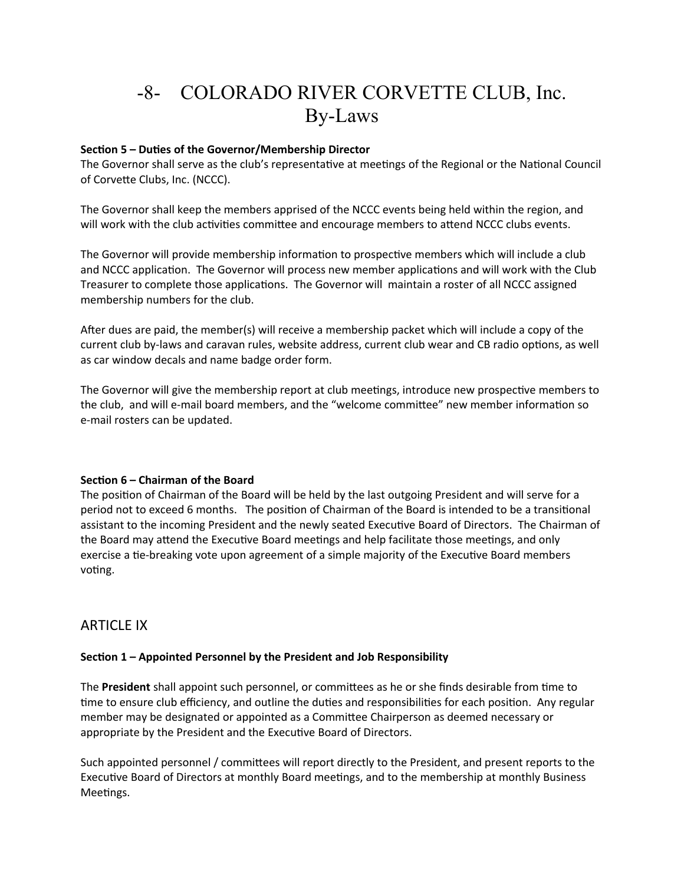**Section 5 – Duties of the Governor/Membership Director**

The Governor shall serve as the club's representative at meetings of the Regional or the National Council of Corvette Clubs, Inc. (NCCC).

The Governor shall keep the members apprised of the NCCC events being held within the region, and will work with the club activities committee and encourage members to attend NCCC clubs events.

The Governor will provide membership information to prospective members which will include a club and NCCC application. The Governor will process new member applications and will work with the Club Treasurer to complete those applications. The Governor will maintain a roster of all NCCC assigned membership numbers for the club.

After dues are paid, the member(s) will receive a membership packet which will include a copy of the current club by-laws and caravan rules, website address, current club wear and CB radio options, as well as car window decals and name badge order form.

The Governor will give the membership report at club meetings, introduce new prospective members to the club, and will e-mail board members, and the "welcome committee" new member information so e-mail rosters can be updated.

**Section 6 – Chairman of the Board**

The position of Chairman of the Board will be held by the last outgoing President and will serve for a period not to exceed 6 months. The position of Chairman of the Board is intended to be a transitional assistant to the incoming President and the newly seated Executive Board of Directors. The Chairman of the Board may attend the Executive Board meetings and help facilitate those meetings, and only exercise a tie-breaking vote upon agreement of a simple majority of the Executive Board members voting.

## ARTICLE IX

**Section 1 – Appointed Personnel by the President and Job Responsibility**

The **President** shall appoint such personnel, or committees as he or she finds desirable from time to time to ensure club efficiency, and outline the duties and responsibilities for each position. Any regular member may be designated or appointed as a Committee Chairperson as deemed necessary or appropriate by the President and the Executive Board of Directors.

Such appointed personnel / committees will report directly to the President, and present reports to the Executive Board of Directors at monthly Board meetings, and to the membership at monthly Business Meetings.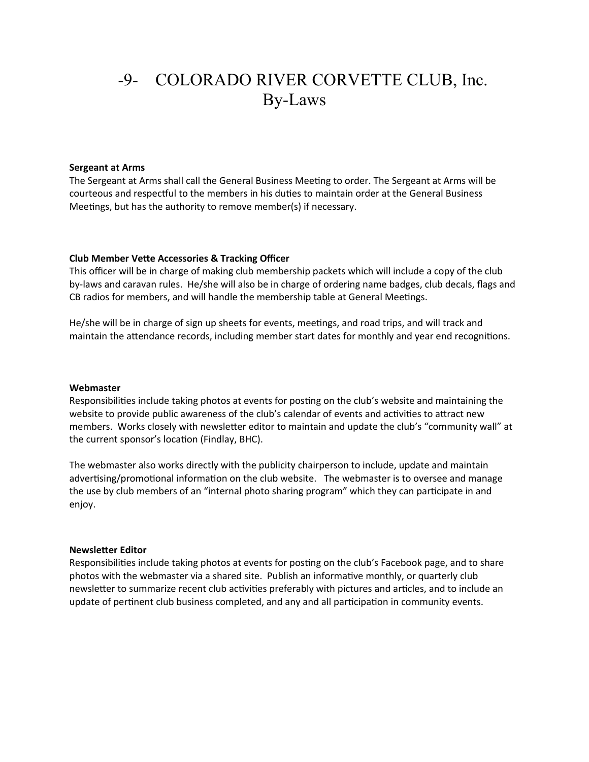# COLORADO RIVER CORVETTE CLUB, Inc.
# By-Laws

**Sergeant at Arms**

The Sergeant at Arms shall call the General Business Meeting to order. The Sergeant at Arms will be courteous and respectful to the members in his duties to maintain order at the General Business Meetings, but has the authority to remove member(s) if necessary.

**Club Member Vette Accessories & Tracking Officer**

This officer will be in charge of making club membership packets which will include a copy of the club by-laws and caravan rules. He/she will also be in charge of ordering name badges, club decals, flags and CB radios for members, and will handle the membership table at General Meetings.

He/she will be in charge of sign up sheets for events, meetings, and road trips, and will track and maintain the attendance records, including member start dates for monthly and year end recognitions.

**Webmaster**

Responsibilities include taking photos at events for posting on the club's website and maintaining the website to provide public awareness of the club's calendar of events and activities to attract new members. Works closely with newsletter editor to maintain and update the club's "community wall" at the current sponsor's location (Findlay, BHC).

The webmaster also works directly with the publicity chairperson to include, update and maintain advertising/promotional information on the club website. The webmaster is to oversee and manage the use by club members of an "internal photo sharing program" which they can participate in and enjoy.

**Newsletter Editor**

Responsibilities include taking photos at events for posting on the club's Facebook page, and to share photos with the webmaster via a shared site. Publish an informative monthly, or quarterly club newsletter to summarize recent club activities preferably with pictures and articles, and to include an update of pertinent club business completed, and any and all participation in community events.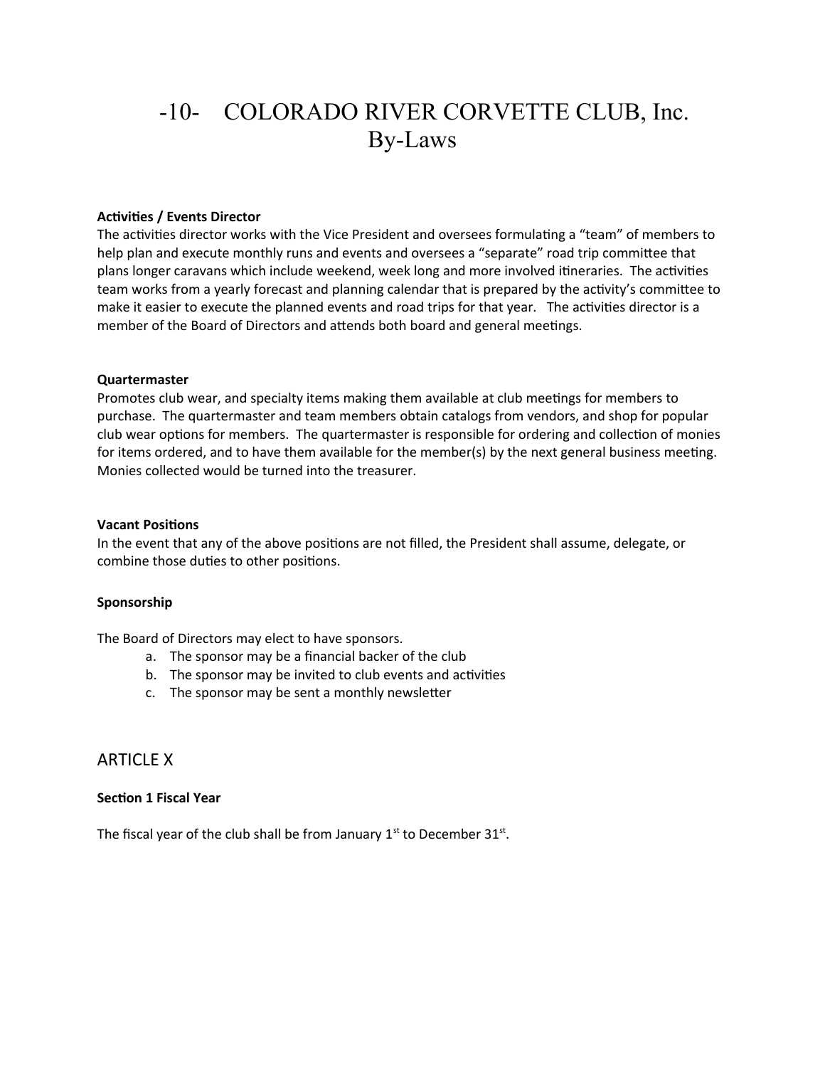**Activities / Events Director**

The activities director works with the Vice President and oversees formulating a "team" of members to help plan and execute monthly runs and events and oversees a "separate" road trip committee that plans longer caravans which include weekend, week long and more involved itineraries. The activities team works from a yearly forecast and planning calendar that is prepared by the activity's committee to make it easier to execute the planned events and road trips for that year. The activities director is a member of the Board of Directors and attends both board and general meetings.

**Quartermaster**

Promotes club wear, and specialty items making them available at club meetings for members to purchase. The quartermaster and team members obtain catalogs from vendors, and shop for popular club wear options for members. The quartermaster is responsible for ordering and collection of monies for items ordered, and to have them available for the member(s) by the next general business meeting. Monies collected would be turned into the treasurer.

**Vacant Positions**

In the event that any of the above positions are not filled, the President shall assume, delegate, or combine those duties to other positions.

**Sponsorship**

The Board of Directors may elect to have sponsors.

a. The sponsor may be a financial backer of the club
b. The sponsor may be invited to club events and activities
c. The sponsor may be sent a monthly newsletter

## ARTICLE X

**Section 1 Fiscal Year**

The fiscal year of the club shall be from January 1st to December 31st.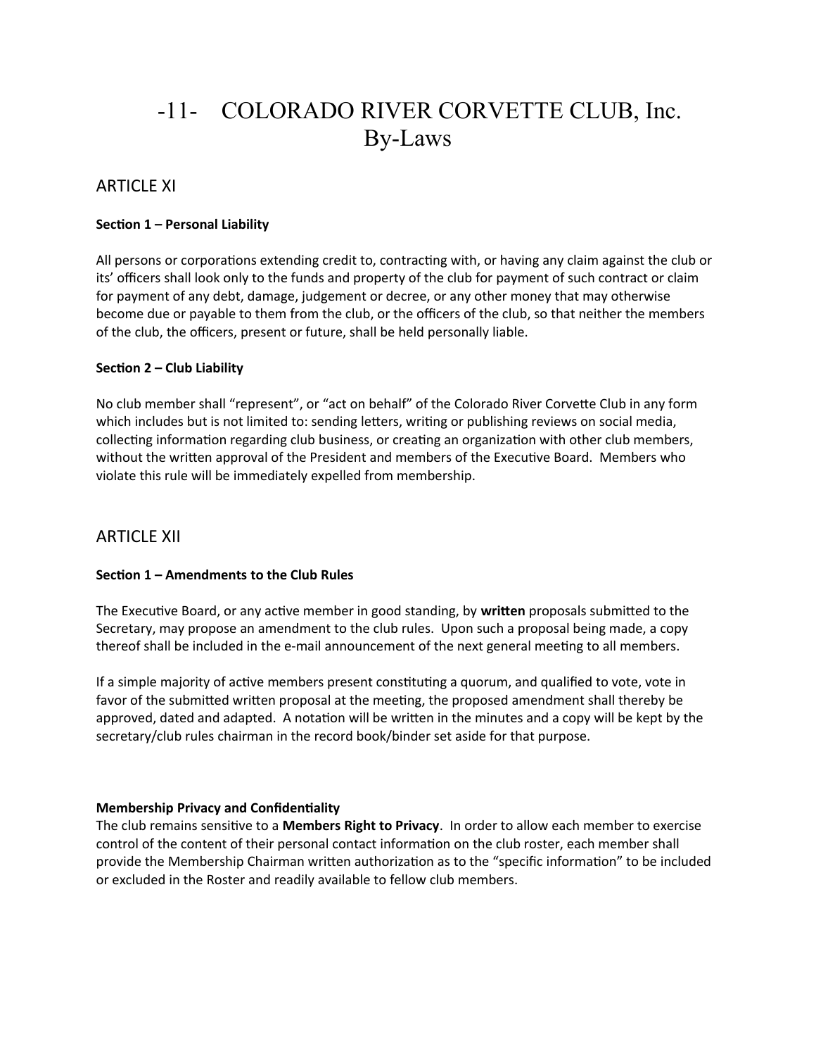# COLORADO RIVER CORVETTE CLUB, Inc. By-Laws

## ARTICLE XI

**Section 1 – Personal Liability**

All persons or corporations extending credit to, contracting with, or having any claim against the club or its' officers shall look only to the funds and property of the club for payment of such contract or claim for payment of any debt, damage, judgement or decree, or any other money that may otherwise become due or payable to them from the club, or the officers of the club, so that neither the members of the club, the officers, present or future, shall be held personally liable.

**Section 2 – Club Liability**

No club member shall "represent", or "act on behalf" of the Colorado River Corvette Club in any form which includes but is not limited to: sending letters, writing or publishing reviews on social media, collecting information regarding club business, or creating an organization with other club members, without the written approval of the President and members of the Executive Board. Members who violate this rule will be immediately expelled from membership.

## ARTICLE XII

**Section 1 – Amendments to the Club Rules**

The Executive Board, or any active member in good standing, by **written** proposals submitted to the Secretary, may propose an amendment to the club rules. Upon such a proposal being made, a copy thereof shall be included in the e-mail announcement of the next general meeting to all members.

If a simple majority of active members present constituting a quorum, and qualified to vote, vote in favor of the submitted written proposal at the meeting, the proposed amendment shall thereby be approved, dated and adapted. A notation will be written in the minutes and a copy will be kept by the secretary/club rules chairman in the record book/binder set aside for that purpose.

**Membership Privacy and Confidentiality**

The club remains sensitive to a **Members Right to Privacy**. In order to allow each member to exercise control of the content of their personal contact information on the club roster, each member shall provide the Membership Chairman written authorization as to the "specific information" to be included or excluded in the Roster and readily available to fellow club members.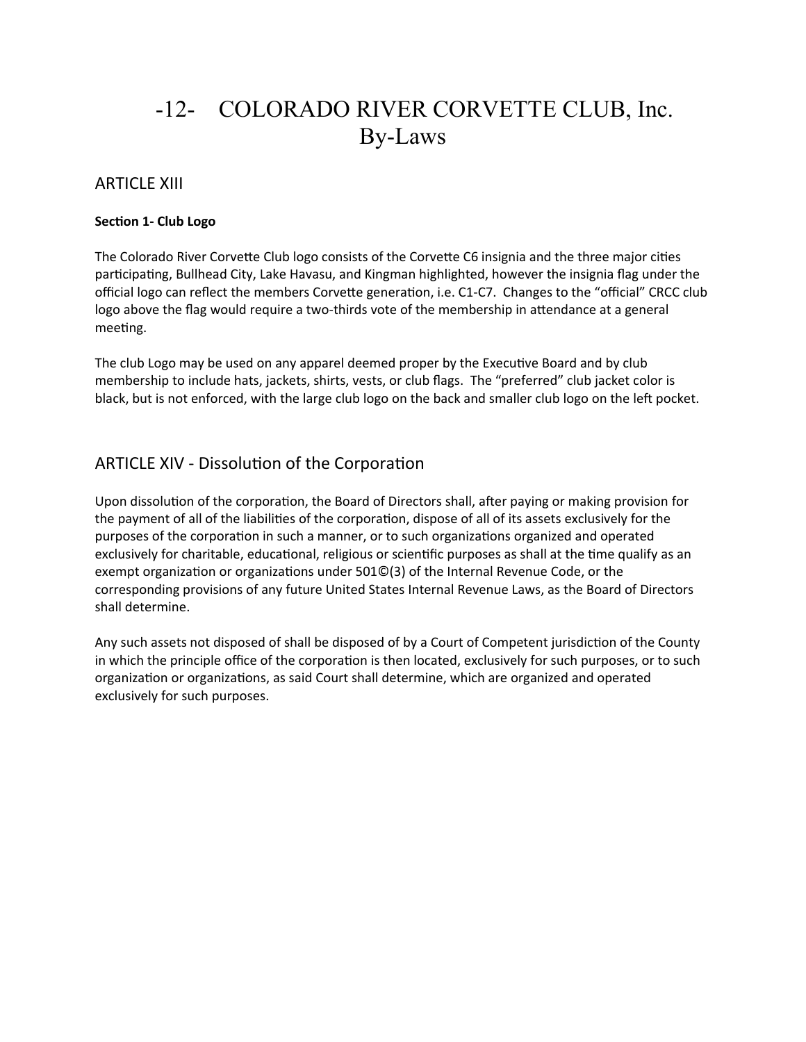// -12- COLORADO RIVER CORVETTE CLUB, Inc. By-Laws

## ARTICLE XIII

**Section 1- Club Logo**

The Colorado River Corvette Club logo consists of the Corvette C6 insignia and the three major cities participating, Bullhead City, Lake Havasu, and Kingman highlighted, however the insignia flag under the official logo can reflect the members Corvette generation, i.e. C1-C7. Changes to the "official" CRCC club logo above the flag would require a two-thirds vote of the membership in attendance at a general meeting.

The club Logo may be used on any apparel deemed proper by the Executive Board and by club membership to include hats, jackets, shirts, vests, or club flags. The "preferred" club jacket color is black, but is not enforced, with the large club logo on the back and smaller club logo on the left pocket.

## ARTICLE XIV - Dissolution of the Corporation

Upon dissolution of the corporation, the Board of Directors shall, after paying or making provision for the payment of all of the liabilities of the corporation, dispose of all of its assets exclusively for the purposes of the corporation in such a manner, or to such organizations organized and operated exclusively for charitable, educational, religious or scientific purposes as shall at the time qualify as an exempt organization or organizations under 501©(3) of the Internal Revenue Code, or the corresponding provisions of any future United States Internal Revenue Laws, as the Board of Directors shall determine.

Any such assets not disposed of shall be disposed of by a Court of Competent jurisdiction of the County in which the principle office of the corporation is then located, exclusively for such purposes, or to such organization or organizations, as said Court shall determine, which are organized and operated exclusively for such purposes.